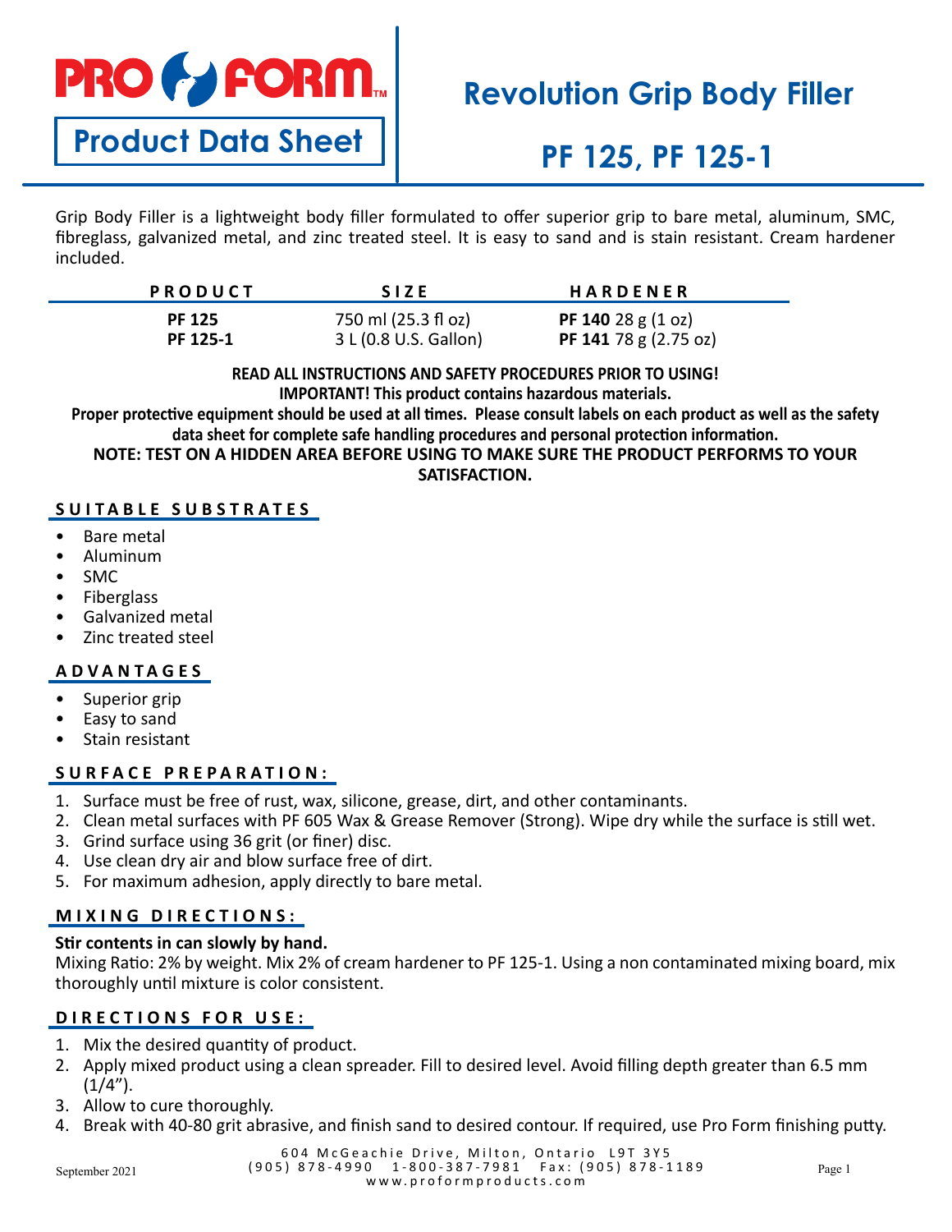PRO FORM™

**Product Data Sheet**

# Revolution Grip Body Filler

# PF 125, PF 125-1

Grip Body Filler is a lightweight body filler formulated to offer superior grip to bare metal, aluminum, SMC, fibreglass, galvanized metal, and zinc treated steel. It is easy to sand and is stain resistant. Cream hardener included.

| PRODUCT | SIZE | HARDENER |
|---|---|---|
| **PF 125** | 750 ml (25.3 fl oz) | **PF 140** 28 g (1 oz) |
| **PF 125-1** | 3 L (0.8 U.S. Gallon) | **PF 141** 78 g (2.75 oz) |

**READ ALL INSTRUCTIONS AND SAFETY PROCEDURES PRIOR TO USING!**
**IMPORTANT! This product contains hazardous materials.**
**Proper protective equipment should be used at all times. Please consult labels on each product as well as the safety data sheet for complete safe handling procedures and personal protection information.**
**NOTE: TEST ON A HIDDEN AREA BEFORE USING TO MAKE SURE THE PRODUCT PERFORMS TO YOUR SATISFACTION.**

## SUITABLE SUBSTRATES

- Bare metal
- Aluminum
- SMC
- Fiberglass
- Galvanized metal
- Zinc treated steel

## ADVANTAGES

- Superior grip
- Easy to sand
- Stain resistant

## SURFACE PREPARATION:

1. Surface must be free of rust, wax, silicone, grease, dirt, and other contaminants.
2. Clean metal surfaces with PF 605 Wax & Grease Remover (Strong). Wipe dry while the surface is still wet.
3. Grind surface using 36 grit (or finer) disc.
4. Use clean dry air and blow surface free of dirt.
5. For maximum adhesion, apply directly to bare metal.

## MIXING DIRECTIONS:

**Stir contents in can slowly by hand.**

Mixing Ratio: 2% by weight. Mix 2% of cream hardener to PF 125-1. Using a non contaminated mixing board, mix thoroughly until mixture is color consistent.

## DIRECTIONS FOR USE:

1. Mix the desired quantity of product.
2. Apply mixed product using a clean spreader. Fill to desired level. Avoid filling depth greater than 6.5 mm (1/4”).
3. Allow to cure thoroughly.
4. Break with 40-80 grit abrasive, and finish sand to desired contour. If required, use Pro Form finishing putty.

September 2021

604 McGeachie Drive, Milton, Ontario L9T 3Y5
(905) 878-4990 1-800-387-7981 Fax: (905) 878-1189
www.proformproducts.com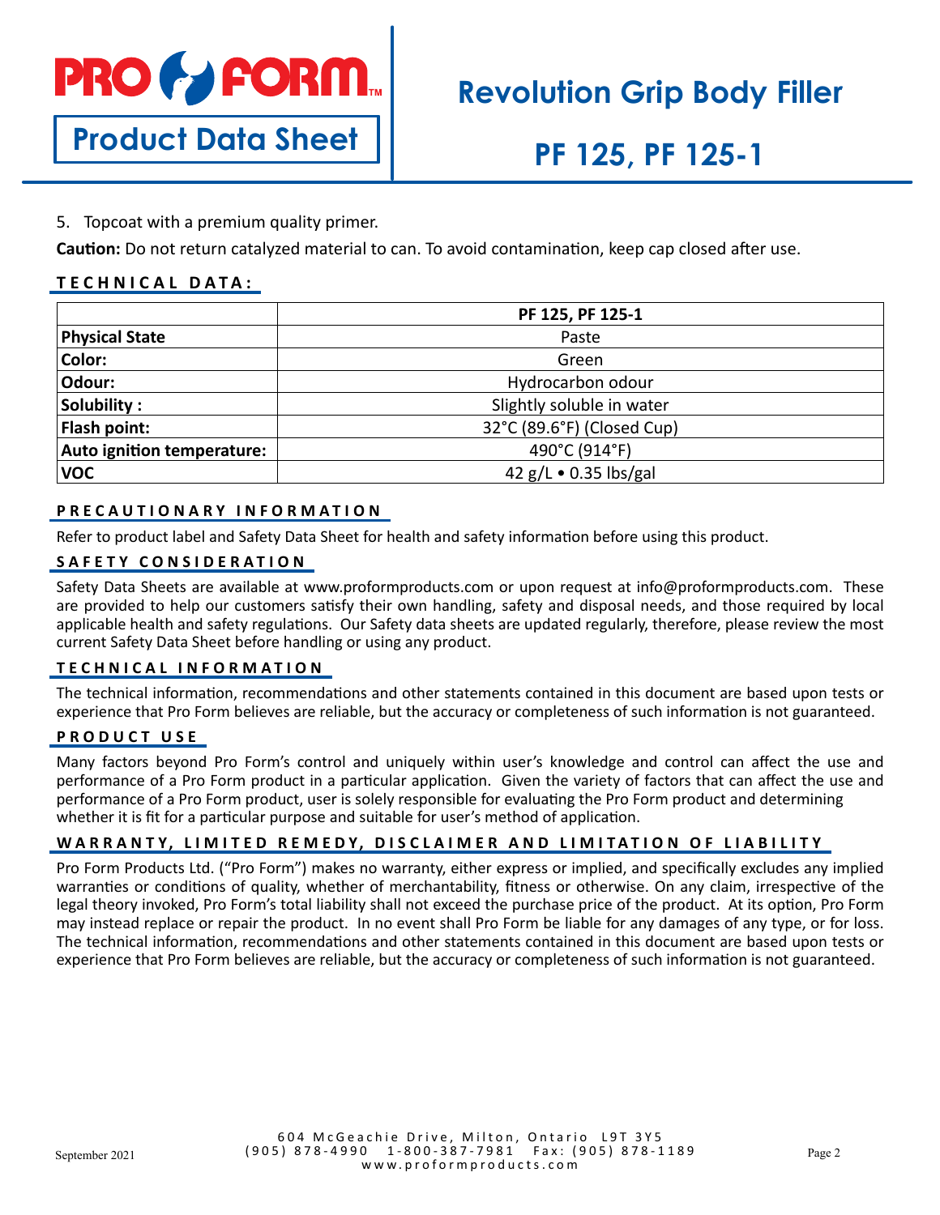5. Topcoat with a premium quality primer.

**Caution:** Do not return catalyzed material to can. To avoid contamination, keep cap closed after use.

## TECHNICAL DATA:

| | PF 125, PF 125-1 |
|---|---|
| **Physical State** | Paste |
| **Color:** | Green |
| **Odour:** | Hydrocarbon odour |
| **Solubility :** | Slightly soluble in water |
| **Flash point:** | 32°C (89.6°F) (Closed Cup) |
| **Auto ignition temperature:** | 490°C (914°F) |
| **VOC** | 42 g/L • 0.35 lbs/gal |

## PRECAUTIONARY INFORMATION

Refer to product label and Safety Data Sheet for health and safety information before using this product.

## SAFETY CONSIDERATION

Safety Data Sheets are available at www.proformproducts.com or upon request at info@proformproducts.com. These are provided to help our customers satisfy their own handling, safety and disposal needs, and those required by local applicable health and safety regulations. Our Safety data sheets are updated regularly, therefore, please review the most current Safety Data Sheet before handling or using any product.

## TECHNICAL INFORMATION

The technical information, recommendations and other statements contained in this document are based upon tests or experience that Pro Form believes are reliable, but the accuracy or completeness of such information is not guaranteed.

## PRODUCT USE

Many factors beyond Pro Form's control and uniquely within user's knowledge and control can affect the use and performance of a Pro Form product in a particular application. Given the variety of factors that can affect the use and performance of a Pro Form product, user is solely responsible for evaluating the Pro Form product and determining whether it is fit for a particular purpose and suitable for user's method of application.

## WARRANTY, LIMITED REMEDY, DISCLAIMER AND LIMITATION OF LIABILITY

Pro Form Products Ltd. ("Pro Form") makes no warranty, either express or implied, and specifically excludes any implied warranties or conditions of quality, whether of merchantability, fitness or otherwise. On any claim, irrespective of the legal theory invoked, Pro Form's total liability shall not exceed the purchase price of the product. At its option, Pro Form may instead replace or repair the product. In no event shall Pro Form be liable for any damages of any type, or for loss. The technical information, recommendations and other statements contained in this document are based upon tests or experience that Pro Form believes are reliable, but the accuracy or completeness of such information is not guaranteed.